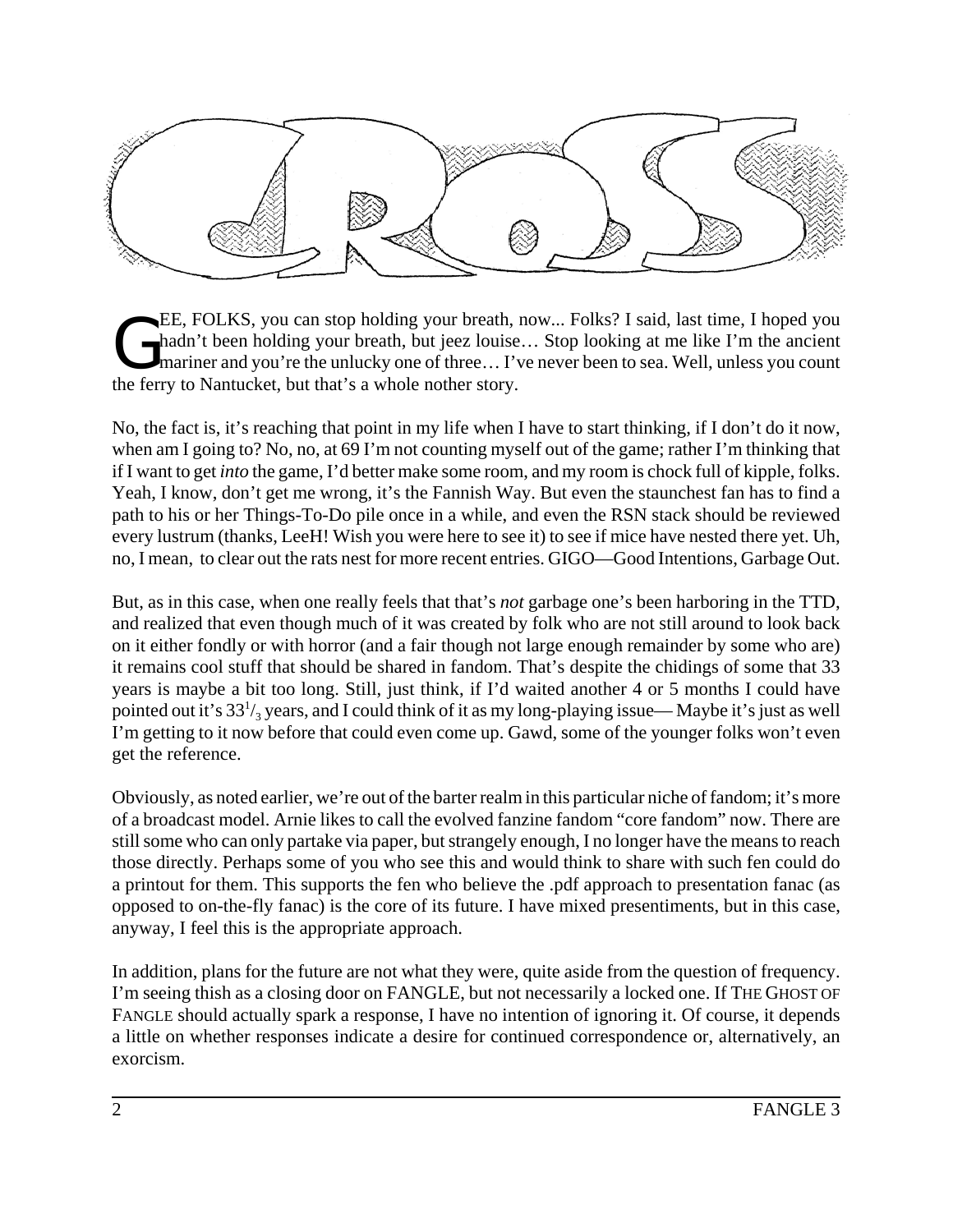# CROSS

GEE, FOLKS, you can stop holding your breath, now... Folks? I said, last time, I hoped you hadn't been holding your breath, but jeez louise… Stop looking at me like I'm the ancient mariner and you're the unlucky one of three… I've never been to sea. Well, unless you count the ferry to Nantucket, but that's a whole nother story.

No, the fact is, it's reaching that point in my life when I have to start thinking, if I don't do it now, when am I going to? No, no, at 69 I'm not counting myself out of the game; rather I'm thinking that if I want to get *into* the game, I'd better make some room, and my room is chock full of kipple, folks. Yeah, I know, don't get me wrong, it's the Fannish Way. But even the staunchest fan has to find a path to his or her Things-To-Do pile once in a while, and even the RSN stack should be reviewed every lustrum (thanks, LeeH! Wish you were here to see it) to see if mice have nested there yet. Uh, no, I mean, to clear out the rats nest for more recent entries. GIGO—Good Intentions, Garbage Out.

But, as in this case, when one really feels that that's *not* garbage one's been harboring in the TTD, and realized that even though much of it was created by folk who are not still around to look back on it either fondly or with horror (and a fair though not large enough remainder by some who are) it remains cool stuff that should be shared in fandom. That's despite the chidings of some that 33 years is maybe a bit too long. Still, just think, if I'd waited another 4 or 5 months I could have pointed out it's $33^1/_3$ years, and I could think of it as my long-playing issue— Maybe it's just as well I'm getting to it now before that could even come up. Gawd, some of the younger folks won't even get the reference.

Obviously, as noted earlier, we're out of the barter realm in this particular niche of fandom; it's more of a broadcast model. Arnie likes to call the evolved fanzine fandom "core fandom" now. There are still some who can only partake via paper, but strangely enough, I no longer have the means to reach those directly. Perhaps some of you who see this and would think to share with such fen could do a printout for them. This supports the fen who believe the .pdf approach to presentation fanac (as opposed to on-the-fly fanac) is the core of its future. I have mixed presentiments, but in this case, anyway, I feel this is the appropriate approach.

In addition, plans for the future are not what they were, quite aside from the question of frequency. I'm seeing thish as a closing door on FANGLE, but not necessarily a locked one. If THE GHOST OF FANGLE should actually spark a response, I have no intention of ignoring it. Of course, it depends a little on whether responses indicate a desire for continued correspondence or, alternatively, an exorcism.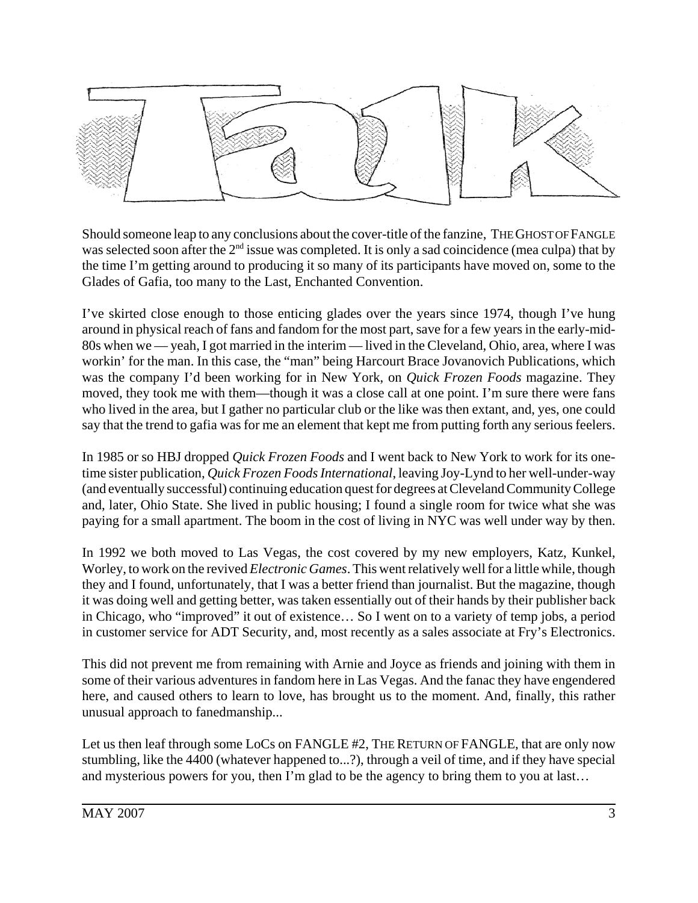# Talk

Should someone leap to any conclusions about the cover-title of the fanzine, The Ghost of Fangle was selected soon after the 2nd issue was completed. It is only a sad coincidence (mea culpa) that by the time I'm getting around to producing it so many of its participants have moved on, some to the Glades of Gafia, too many to the Last, Enchanted Convention.

I've skirted close enough to those enticing glades over the years since 1974, though I've hung around in physical reach of fans and fandom for the most part, save for a few years in the early-mid-80s when we — yeah, I got married in the interim — lived in the Cleveland, Ohio, area, where I was workin' for the man. In this case, the "man" being Harcourt Brace Jovanovich Publications, which was the company I'd been working for in New York, on *Quick Frozen Foods* magazine. They moved, they took me with them—though it was a close call at one point. I'm sure there were fans who lived in the area, but I gather no particular club or the like was then extant, and, yes, one could say that the trend to gafia was for me an element that kept me from putting forth any serious feelers.

In 1985 or so HBJ dropped *Quick Frozen Foods* and I went back to New York to work for its one-time sister publication, *Quick Frozen Foods International*, leaving Joy-Lynd to her well-under-way (and eventually successful) continuing education quest for degrees at Cleveland Community College and, later, Ohio State. She lived in public housing; I found a single room for twice what she was paying for a small apartment. The boom in the cost of living in NYC was well under way by then.

In 1992 we both moved to Las Vegas, the cost covered by my new employers, Katz, Kunkel, Worley, to work on the revived *Electronic Games*. This went relatively well for a little while, though they and I found, unfortunately, that I was a better friend than journalist. But the magazine, though it was doing well and getting better, was taken essentially out of their hands by their publisher back in Chicago, who "improved" it out of existence… So I went on to a variety of temp jobs, a period in customer service for ADT Security, and, most recently as a sales associate at Fry's Electronics.

This did not prevent me from remaining with Arnie and Joyce as friends and joining with them in some of their various adventures in fandom here in Las Vegas. And the fanac they have engendered here, and caused others to learn to love, has brought us to the moment. And, finally, this rather unusual approach to fanedmanship...

Let us then leaf through some LoCs on FANGLE #2, The Return of FANGLE, that are only now stumbling, like the 4400 (whatever happened to...?), through a veil of time, and if they have special and mysterious powers for you, then I'm glad to be the agency to bring them to you at last…